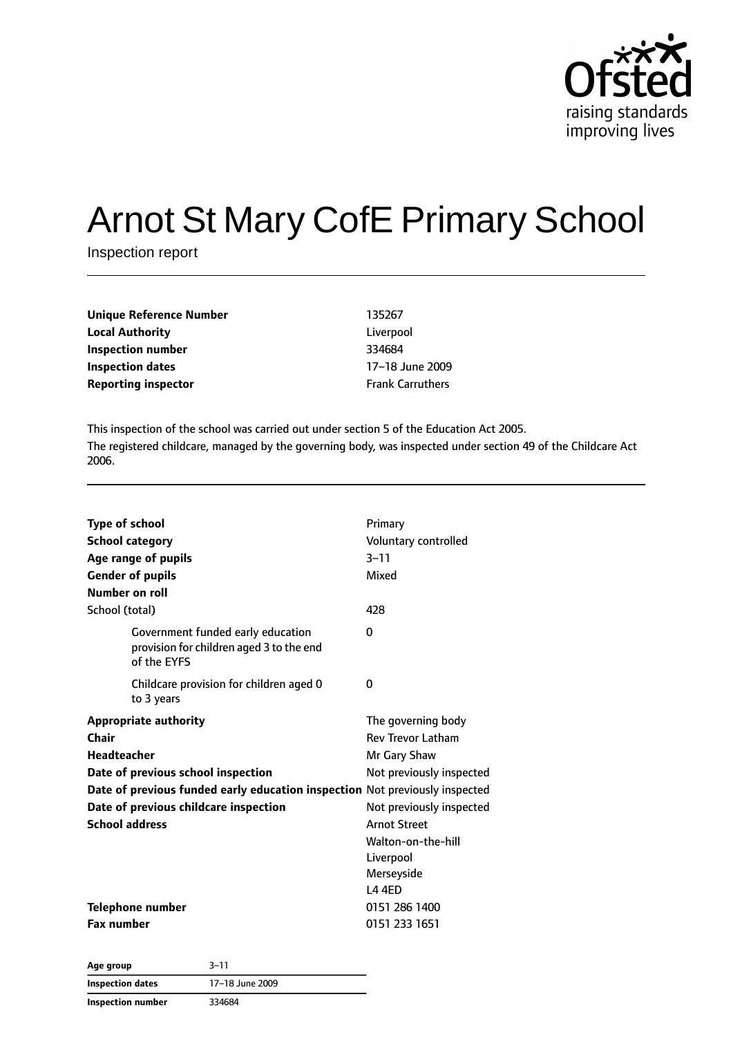# Arnot St Mary CofE Primary School

Inspection report

| | |
|---|---|
| **Unique Reference Number** | 135267 |
| **Local Authority** | Liverpool |
| **Inspection number** | 334684 |
| **Inspection dates** | 17–18 June 2009 |
| **Reporting inspector** | Frank Carruthers |

This inspection of the school was carried out under section 5 of the Education Act 2005.

The registered childcare, managed by the governing body, was inspected under section 49 of the Childcare Act 2006.

| | |
|---|---|
| **Type of school** | Primary |
| **School category** | Voluntary controlled |
| **Age range of pupils** | 3–11 |
| **Gender of pupils** | Mixed |
| **Number on roll** | |
| School (total) | 428 |
| Government funded early education provision for children aged 3 to the end of the EYFS | 0 |
| Childcare provision for children aged 0 to 3 years | 0 |
| **Appropriate authority** | The governing body |
| **Chair** | Rev Trevor Latham |
| **Headteacher** | Mr Gary Shaw |
| **Date of previous school inspection** | Not previously inspected |
| **Date of previous funded early education inspection** | Not previously inspected |
| **Date of previous childcare inspection** | Not previously inspected |
| **School address** | Arnot Street<br>Walton-on-the-hill<br>Liverpool<br>Merseyside<br>L4 4ED |
| **Telephone number** | 0151 286 1400 |
| **Fax number** | 0151 233 1651 |

| | |
|---|---|
| **Age group** | 3–11 |
| **Inspection dates** | 17–18 June 2009 |
| **Inspection number** | 334684 |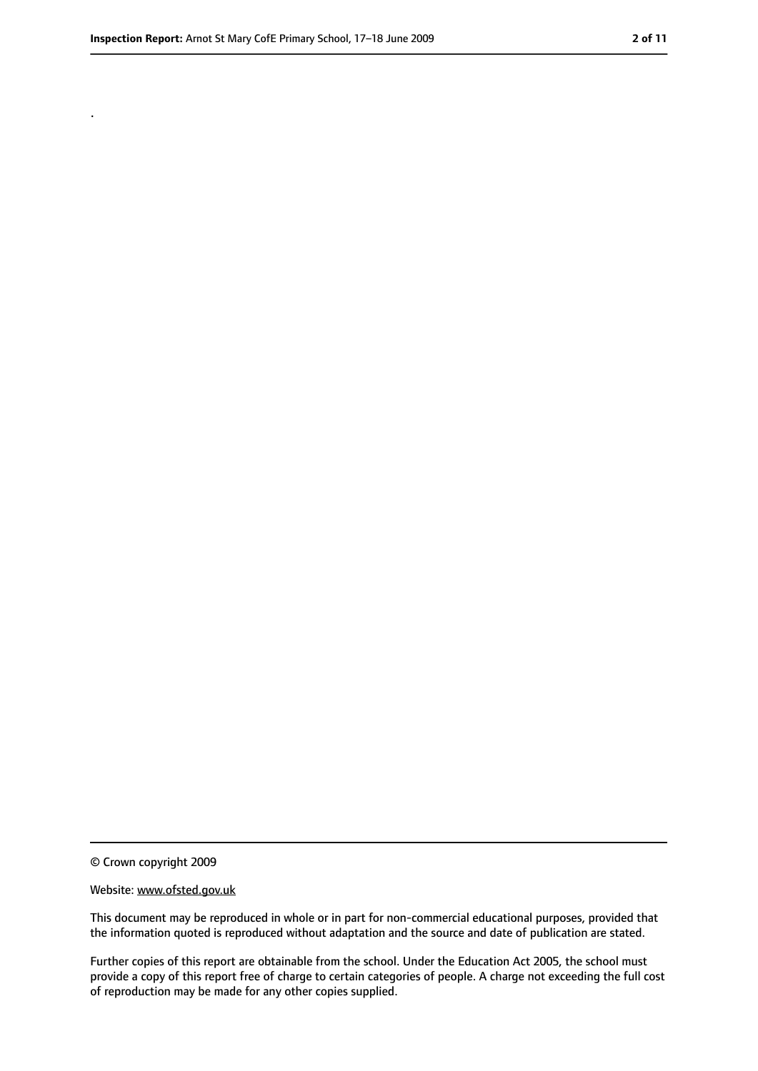.

© Crown copyright 2009

Website: www.ofsted.gov.uk

This document may be reproduced in whole or in part for non-commercial educational purposes, provided that the information quoted is reproduced without adaptation and the source and date of publication are stated.

Further copies of this report are obtainable from the school. Under the Education Act 2005, the school must provide a copy of this report free of charge to certain categories of people. A charge not exceeding the full cost of reproduction may be made for any other copies supplied.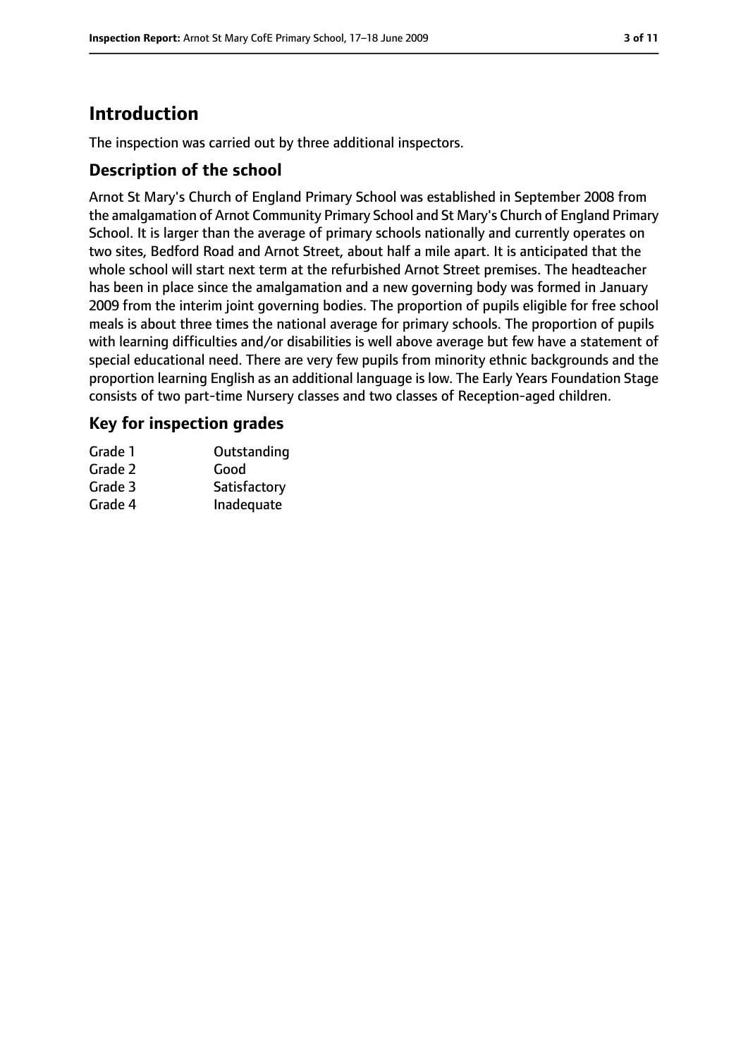# Introduction

The inspection was carried out by three additional inspectors.

## Description of the school

Arnot St Mary's Church of England Primary School was established in September 2008 from the amalgamation of Arnot Community Primary School and St Mary's Church of England Primary School. It is larger than the average of primary schools nationally and currently operates on two sites, Bedford Road and Arnot Street, about half a mile apart. It is anticipated that the whole school will start next term at the refurbished Arnot Street premises. The headteacher has been in place since the amalgamation and a new governing body was formed in January 2009 from the interim joint governing bodies. The proportion of pupils eligible for free school meals is about three times the national average for primary schools. The proportion of pupils with learning difficulties and/or disabilities is well above average but few have a statement of special educational need. There are very few pupils from minority ethnic backgrounds and the proportion learning English as an additional language is low. The Early Years Foundation Stage consists of two part-time Nursery classes and two classes of Reception-aged children.

## Key for inspection grades

| | |
|---|---|
| Grade 1 | Outstanding |
| Grade 2 | Good |
| Grade 3 | Satisfactory |
| Grade 4 | Inadequate |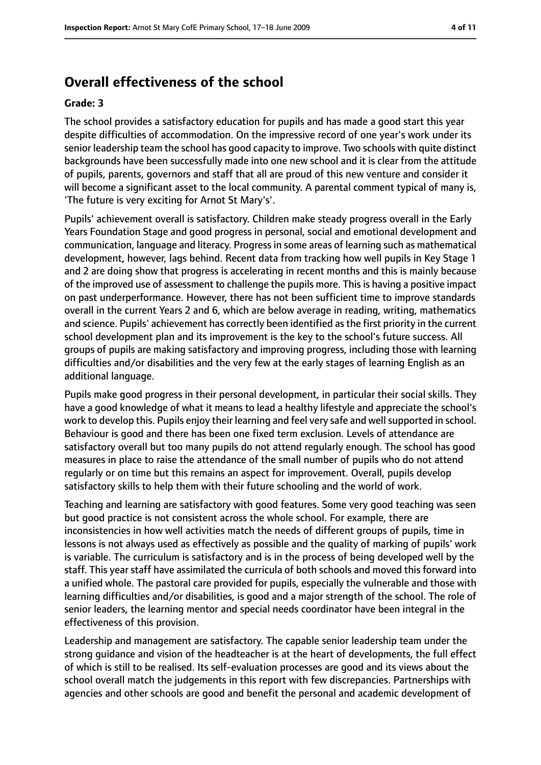# Overall effectiveness of the school

**Grade: 3**

The school provides a satisfactory education for pupils and has made a good start this year despite difficulties of accommodation. On the impressive record of one year's work under its senior leadership team the school has good capacity to improve. Two schools with quite distinct backgrounds have been successfully made into one new school and it is clear from the attitude of pupils, parents, governors and staff that all are proud of this new venture and consider it will become a significant asset to the local community. A parental comment typical of many is, 'The future is very exciting for Arnot St Mary's'.

Pupils' achievement overall is satisfactory. Children make steady progress overall in the Early Years Foundation Stage and good progress in personal, social and emotional development and communication, language and literacy. Progress in some areas of learning such as mathematical development, however, lags behind. Recent data from tracking how well pupils in Key Stage 1 and 2 are doing show that progress is accelerating in recent months and this is mainly because of the improved use of assessment to challenge the pupils more. This is having a positive impact on past underperformance. However, there has not been sufficient time to improve standards overall in the current Years 2 and 6, which are below average in reading, writing, mathematics and science. Pupils' achievement has correctly been identified as the first priority in the current school development plan and its improvement is the key to the school's future success. All groups of pupils are making satisfactory and improving progress, including those with learning difficulties and/or disabilities and the very few at the early stages of learning English as an additional language.

Pupils make good progress in their personal development, in particular their social skills. They have a good knowledge of what it means to lead a healthy lifestyle and appreciate the school's work to develop this. Pupils enjoy their learning and feel very safe and well supported in school. Behaviour is good and there has been one fixed term exclusion. Levels of attendance are satisfactory overall but too many pupils do not attend regularly enough. The school has good measures in place to raise the attendance of the small number of pupils who do not attend regularly or on time but this remains an aspect for improvement. Overall, pupils develop satisfactory skills to help them with their future schooling and the world of work.

Teaching and learning are satisfactory with good features. Some very good teaching was seen but good practice is not consistent across the whole school. For example, there are inconsistencies in how well activities match the needs of different groups of pupils, time in lessons is not always used as effectively as possible and the quality of marking of pupils' work is variable. The curriculum is satisfactory and is in the process of being developed well by the staff. This year staff have assimilated the curricula of both schools and moved this forward into a unified whole. The pastoral care provided for pupils, especially the vulnerable and those with learning difficulties and/or disabilities, is good and a major strength of the school. The role of senior leaders, the learning mentor and special needs coordinator have been integral in the effectiveness of this provision.

Leadership and management are satisfactory. The capable senior leadership team under the strong guidance and vision of the headteacher is at the heart of developments, the full effect of which is still to be realised. Its self-evaluation processes are good and its views about the school overall match the judgements in this report with few discrepancies. Partnerships with agencies and other schools are good and benefit the personal and academic development of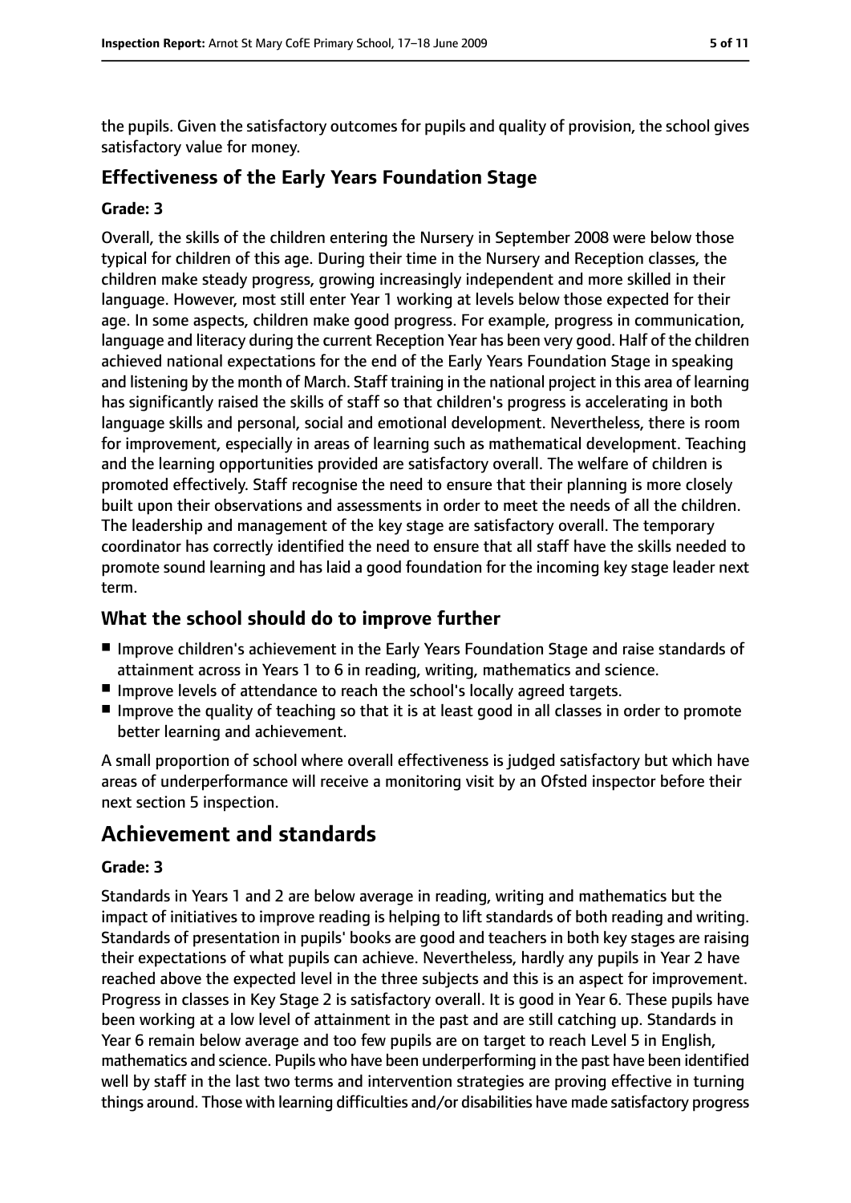the pupils. Given the satisfactory outcomes for pupils and quality of provision, the school gives satisfactory value for money.

### Effectiveness of the Early Years Foundation Stage

#### Grade: 3

Overall, the skills of the children entering the Nursery in September 2008 were below those typical for children of this age. During their time in the Nursery and Reception classes, the children make steady progress, growing increasingly independent and more skilled in their language. However, most still enter Year 1 working at levels below those expected for their age. In some aspects, children make good progress. For example, progress in communication, language and literacy during the current Reception Year has been very good. Half of the children achieved national expectations for the end of the Early Years Foundation Stage in speaking and listening by the month of March. Staff training in the national project in this area of learning has significantly raised the skills of staff so that children's progress is accelerating in both language skills and personal, social and emotional development. Nevertheless, there is room for improvement, especially in areas of learning such as mathematical development. Teaching and the learning opportunities provided are satisfactory overall. The welfare of children is promoted effectively. Staff recognise the need to ensure that their planning is more closely built upon their observations and assessments in order to meet the needs of all the children. The leadership and management of the key stage are satisfactory overall. The temporary coordinator has correctly identified the need to ensure that all staff have the skills needed to promote sound learning and has laid a good foundation for the incoming key stage leader next term.

### What the school should do to improve further

- Improve children's achievement in the Early Years Foundation Stage and raise standards of attainment across in Years 1 to 6 in reading, writing, mathematics and science.
- Improve levels of attendance to reach the school's locally agreed targets.
- Improve the quality of teaching so that it is at least good in all classes in order to promote better learning and achievement.

A small proportion of school where overall effectiveness is judged satisfactory but which have areas of underperformance will receive a monitoring visit by an Ofsted inspector before their next section 5 inspection.

## Achievement and standards

#### Grade: 3

Standards in Years 1 and 2 are below average in reading, writing and mathematics but the impact of initiatives to improve reading is helping to lift standards of both reading and writing. Standards of presentation in pupils' books are good and teachers in both key stages are raising their expectations of what pupils can achieve. Nevertheless, hardly any pupils in Year 2 have reached above the expected level in the three subjects and this is an aspect for improvement. Progress in classes in Key Stage 2 is satisfactory overall. It is good in Year 6. These pupils have been working at a low level of attainment in the past and are still catching up. Standards in Year 6 remain below average and too few pupils are on target to reach Level 5 in English, mathematics and science. Pupils who have been underperforming in the past have been identified well by staff in the last two terms and intervention strategies are proving effective in turning things around. Those with learning difficulties and/or disabilities have made satisfactory progress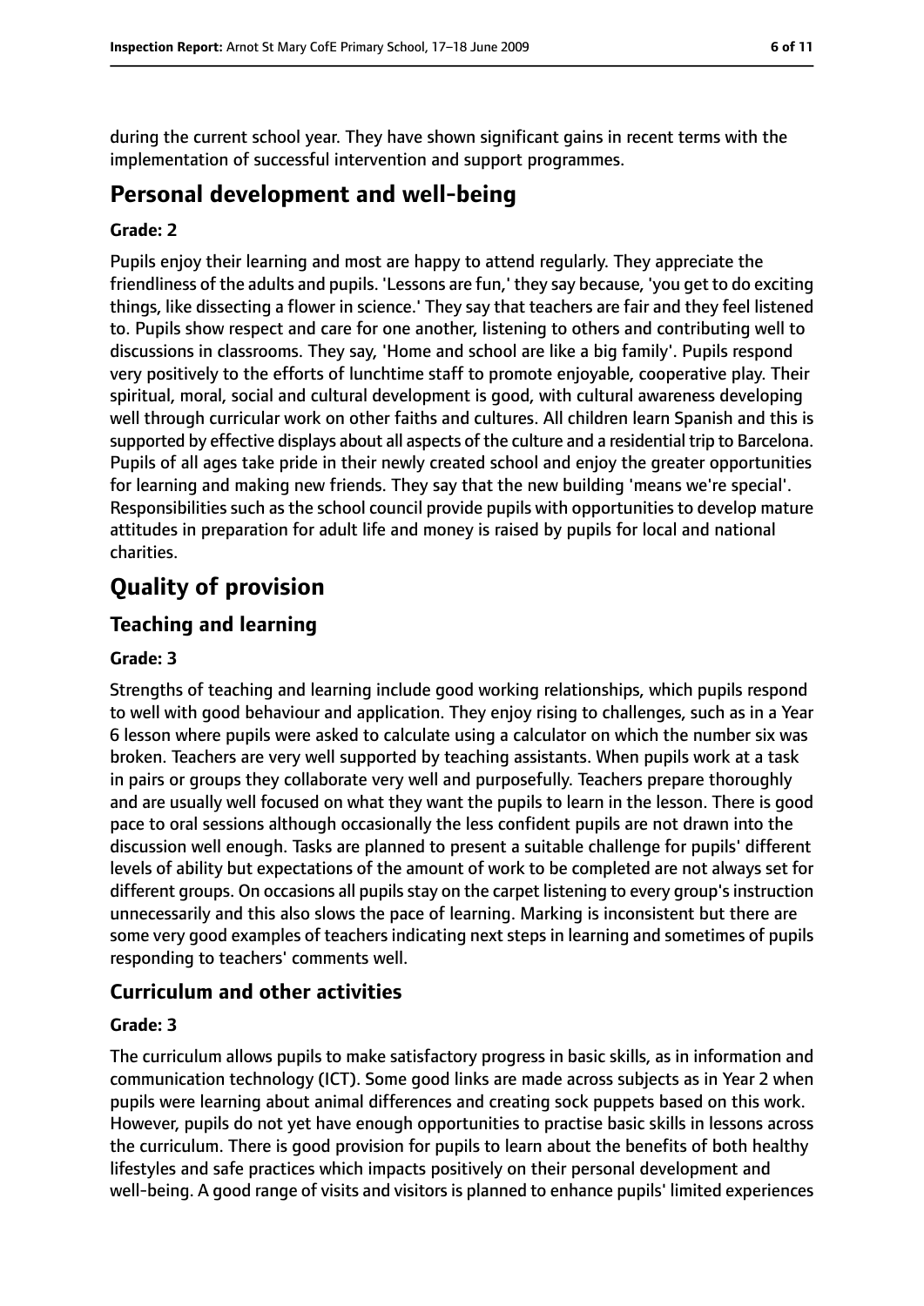during the current school year. They have shown significant gains in recent terms with the implementation of successful intervention and support programmes.

# Personal development and well-being

**Grade: 2**

Pupils enjoy their learning and most are happy to attend regularly. They appreciate the friendliness of the adults and pupils. 'Lessons are fun,' they say because, 'you get to do exciting things, like dissecting a flower in science.' They say that teachers are fair and they feel listened to. Pupils show respect and care for one another, listening to others and contributing well to discussions in classrooms. They say, 'Home and school are like a big family'. Pupils respond very positively to the efforts of lunchtime staff to promote enjoyable, cooperative play. Their spiritual, moral, social and cultural development is good, with cultural awareness developing well through curricular work on other faiths and cultures. All children learn Spanish and this is supported by effective displays about all aspects of the culture and a residential trip to Barcelona. Pupils of all ages take pride in their newly created school and enjoy the greater opportunities for learning and making new friends. They say that the new building 'means we're special'. Responsibilities such as the school council provide pupils with opportunities to develop mature attitudes in preparation for adult life and money is raised by pupils for local and national charities.

# Quality of provision

## Teaching and learning

**Grade: 3**

Strengths of teaching and learning include good working relationships, which pupils respond to well with good behaviour and application. They enjoy rising to challenges, such as in a Year 6 lesson where pupils were asked to calculate using a calculator on which the number six was broken. Teachers are very well supported by teaching assistants. When pupils work at a task in pairs or groups they collaborate very well and purposefully. Teachers prepare thoroughly and are usually well focused on what they want the pupils to learn in the lesson. There is good pace to oral sessions although occasionally the less confident pupils are not drawn into the discussion well enough. Tasks are planned to present a suitable challenge for pupils' different levels of ability but expectations of the amount of work to be completed are not always set for different groups. On occasions all pupils stay on the carpet listening to every group's instruction unnecessarily and this also slows the pace of learning. Marking is inconsistent but there are some very good examples of teachers indicating next steps in learning and sometimes of pupils responding to teachers' comments well.

## Curriculum and other activities

**Grade: 3**

The curriculum allows pupils to make satisfactory progress in basic skills, as in information and communication technology (ICT). Some good links are made across subjects as in Year 2 when pupils were learning about animal differences and creating sock puppets based on this work. However, pupils do not yet have enough opportunities to practise basic skills in lessons across the curriculum. There is good provision for pupils to learn about the benefits of both healthy lifestyles and safe practices which impacts positively on their personal development and well-being. A good range of visits and visitors is planned to enhance pupils' limited experiences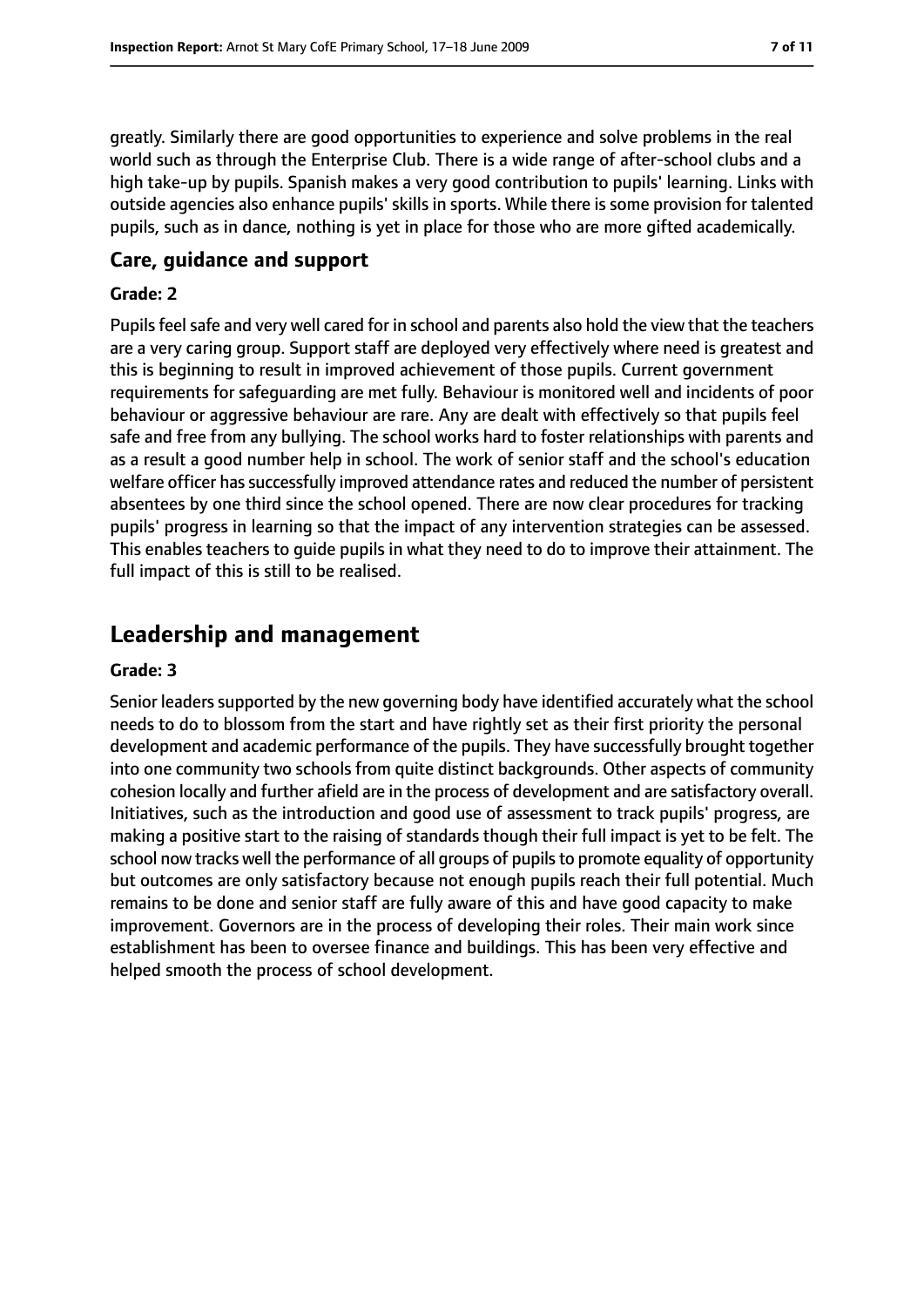greatly. Similarly there are good opportunities to experience and solve problems in the real world such as through the Enterprise Club. There is a wide range of after-school clubs and a high take-up by pupils. Spanish makes a very good contribution to pupils' learning. Links with outside agencies also enhance pupils' skills in sports. While there is some provision for talented pupils, such as in dance, nothing is yet in place for those who are more gifted academically.

### Care, guidance and support

#### Grade: 2

Pupils feel safe and very well cared for in school and parents also hold the view that the teachers are a very caring group. Support staff are deployed very effectively where need is greatest and this is beginning to result in improved achievement of those pupils. Current government requirements for safeguarding are met fully. Behaviour is monitored well and incidents of poor behaviour or aggressive behaviour are rare. Any are dealt with effectively so that pupils feel safe and free from any bullying. The school works hard to foster relationships with parents and as a result a good number help in school. The work of senior staff and the school's education welfare officer has successfully improved attendance rates and reduced the number of persistent absentees by one third since the school opened. There are now clear procedures for tracking pupils' progress in learning so that the impact of any intervention strategies can be assessed. This enables teachers to guide pupils in what they need to do to improve their attainment. The full impact of this is still to be realised.

## Leadership and management

#### Grade: 3

Senior leaders supported by the new governing body have identified accurately what the school needs to do to blossom from the start and have rightly set as their first priority the personal development and academic performance of the pupils. They have successfully brought together into one community two schools from quite distinct backgrounds. Other aspects of community cohesion locally and further afield are in the process of development and are satisfactory overall. Initiatives, such as the introduction and good use of assessment to track pupils' progress, are making a positive start to the raising of standards though their full impact is yet to be felt. The school now tracks well the performance of all groups of pupils to promote equality of opportunity but outcomes are only satisfactory because not enough pupils reach their full potential. Much remains to be done and senior staff are fully aware of this and have good capacity to make improvement. Governors are in the process of developing their roles. Their main work since establishment has been to oversee finance and buildings. This has been very effective and helped smooth the process of school development.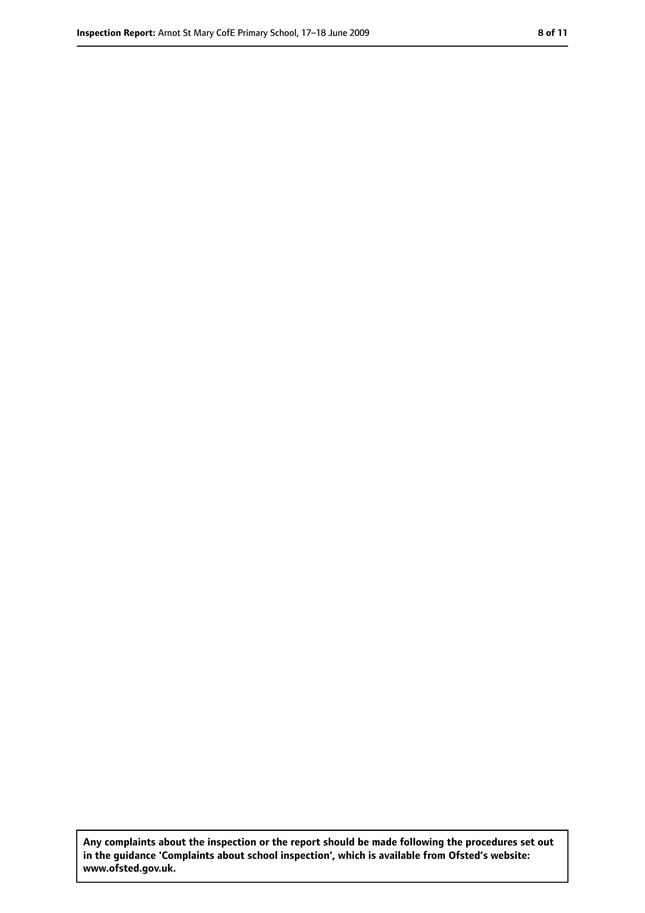**Any complaints about the inspection or the report should be made following the procedures set out in the guidance 'Complaints about school inspection', which is available from Ofsted's website: www.ofsted.gov.uk.**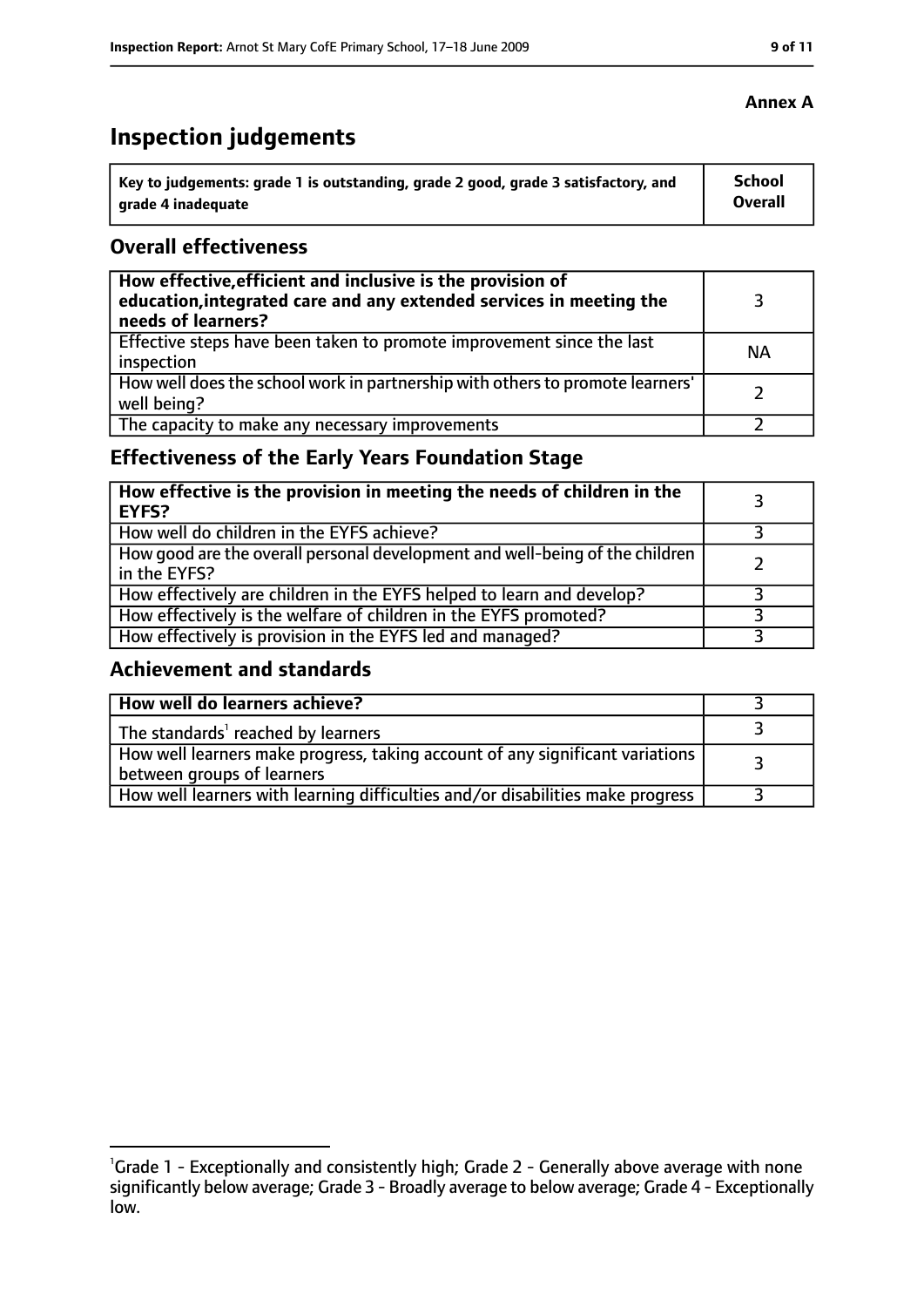**Annex A**

# Inspection judgements

| Key to judgements: grade 1 is outstanding, grade 2 good, grade 3 satisfactory, and grade 4 inadequate | School Overall |
|---|---|

## Overall effectiveness

| | |
|---|---|
| **How effective, efficient and inclusive is the provision of education, integrated care and any extended services in meeting the needs of learners?** | 3 |
| Effective steps have been taken to promote improvement since the last inspection | NA |
| How well does the school work in partnership with others to promote learners' well being? | 2 |
| The capacity to make any necessary improvements | 2 |

## Effectiveness of the Early Years Foundation Stage

| | |
|---|---|
| **How effective is the provision in meeting the needs of children in the EYFS?** | 3 |
| How well do children in the EYFS achieve? | 3 |
| How good are the overall personal development and well-being of the children in the EYFS? | 2 |
| How effectively are children in the EYFS helped to learn and develop? | 3 |
| How effectively is the welfare of children in the EYFS promoted? | 3 |
| How effectively is provision in the EYFS led and managed? | 3 |

## Achievement and standards

| | |
|---|---|
| **How well do learners achieve?** | 3 |
| The standards[1] reached by learners | 3 |
| How well learners make progress, taking account of any significant variations between groups of learners | 3 |
| How well learners with learning difficulties and/or disabilities make progress | 3 |

[1]Grade 1 - Exceptionally and consistently high; Grade 2 - Generally above average with none significantly below average; Grade 3 - Broadly average to below average; Grade 4 - Exceptionally low.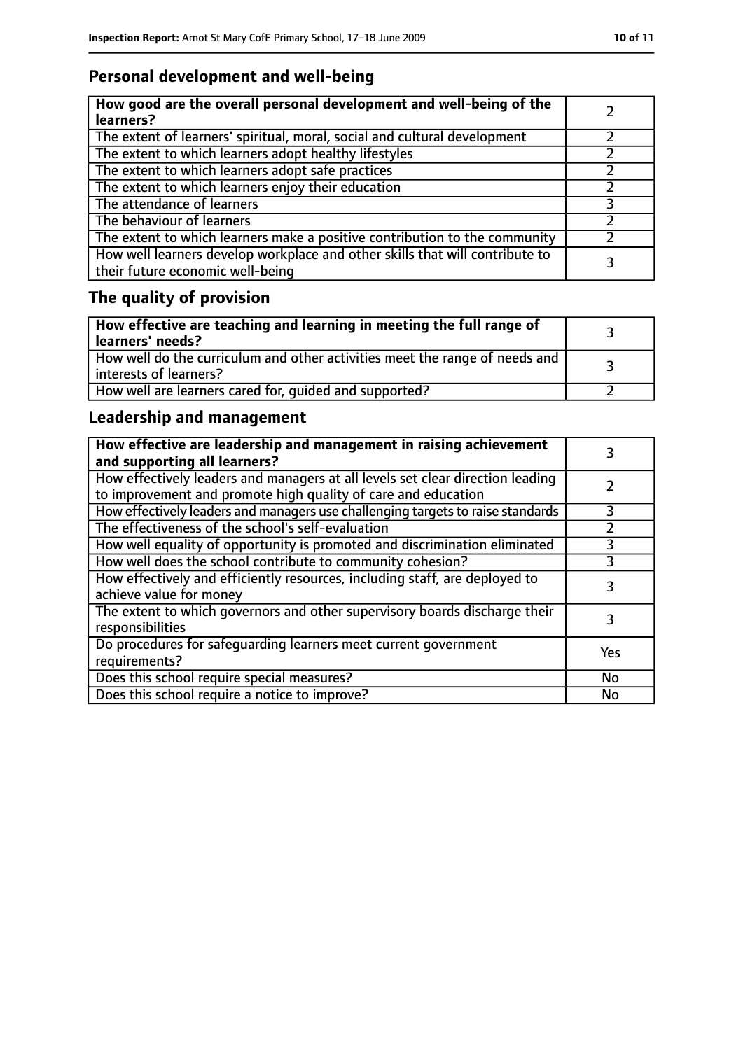## Personal development and well-being

| How good are the overall personal development and well-being of the learners? | 2 |
|---|---|
| The extent of learners' spiritual, moral, social and cultural development | 2 |
| The extent to which learners adopt healthy lifestyles | 2 |
| The extent to which learners adopt safe practices | 2 |
| The extent to which learners enjoy their education | 2 |
| The attendance of learners | 3 |
| The behaviour of learners | 2 |
| The extent to which learners make a positive contribution to the community | 2 |
| How well learners develop workplace and other skills that will contribute to their future economic well-being | 3 |

## The quality of provision

| How effective are teaching and learning in meeting the full range of learners' needs? | 3 |
|---|---|
| How well do the curriculum and other activities meet the range of needs and interests of learners? | 3 |
| How well are learners cared for, guided and supported? | 2 |

## Leadership and management

| How effective are leadership and management in raising achievement and supporting all learners? | 3 |
|---|---|
| How effectively leaders and managers at all levels set clear direction leading to improvement and promote high quality of care and education | 2 |
| How effectively leaders and managers use challenging targets to raise standards | 3 |
| The effectiveness of the school's self-evaluation | 2 |
| How well equality of opportunity is promoted and discrimination eliminated | 3 |
| How well does the school contribute to community cohesion? | 3 |
| How effectively and efficiently resources, including staff, are deployed to achieve value for money | 3 |
| The extent to which governors and other supervisory boards discharge their responsibilities | 3 |
| Do procedures for safeguarding learners meet current government requirements? | Yes |
| Does this school require special measures? | No |
| Does this school require a notice to improve? | No |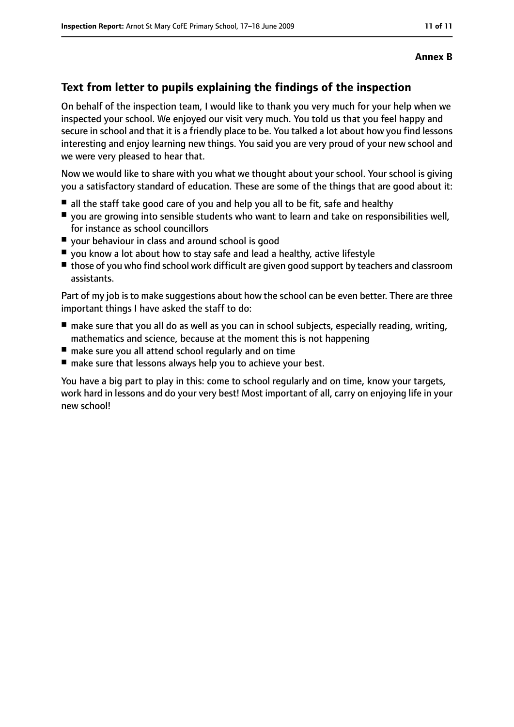**Annex B**

## Text from letter to pupils explaining the findings of the inspection

On behalf of the inspection team, I would like to thank you very much for your help when we inspected your school. We enjoyed our visit very much. You told us that you feel happy and secure in school and that it is a friendly place to be. You talked a lot about how you find lessons interesting and enjoy learning new things. You said you are very proud of your new school and we were very pleased to hear that.

Now we would like to share with you what we thought about your school. Your school is giving you a satisfactory standard of education. These are some of the things that are good about it:

- all the staff take good care of you and help you all to be fit, safe and healthy
- you are growing into sensible students who want to learn and take on responsibilities well, for instance as school councillors
- your behaviour in class and around school is good
- you know a lot about how to stay safe and lead a healthy, active lifestyle
- those of you who find school work difficult are given good support by teachers and classroom assistants.

Part of my job is to make suggestions about how the school can be even better. There are three important things I have asked the staff to do:

- make sure that you all do as well as you can in school subjects, especially reading, writing, mathematics and science, because at the moment this is not happening
- make sure you all attend school regularly and on time
- make sure that lessons always help you to achieve your best.

You have a big part to play in this: come to school regularly and on time, know your targets, work hard in lessons and do your very best! Most important of all, carry on enjoying life in your new school!